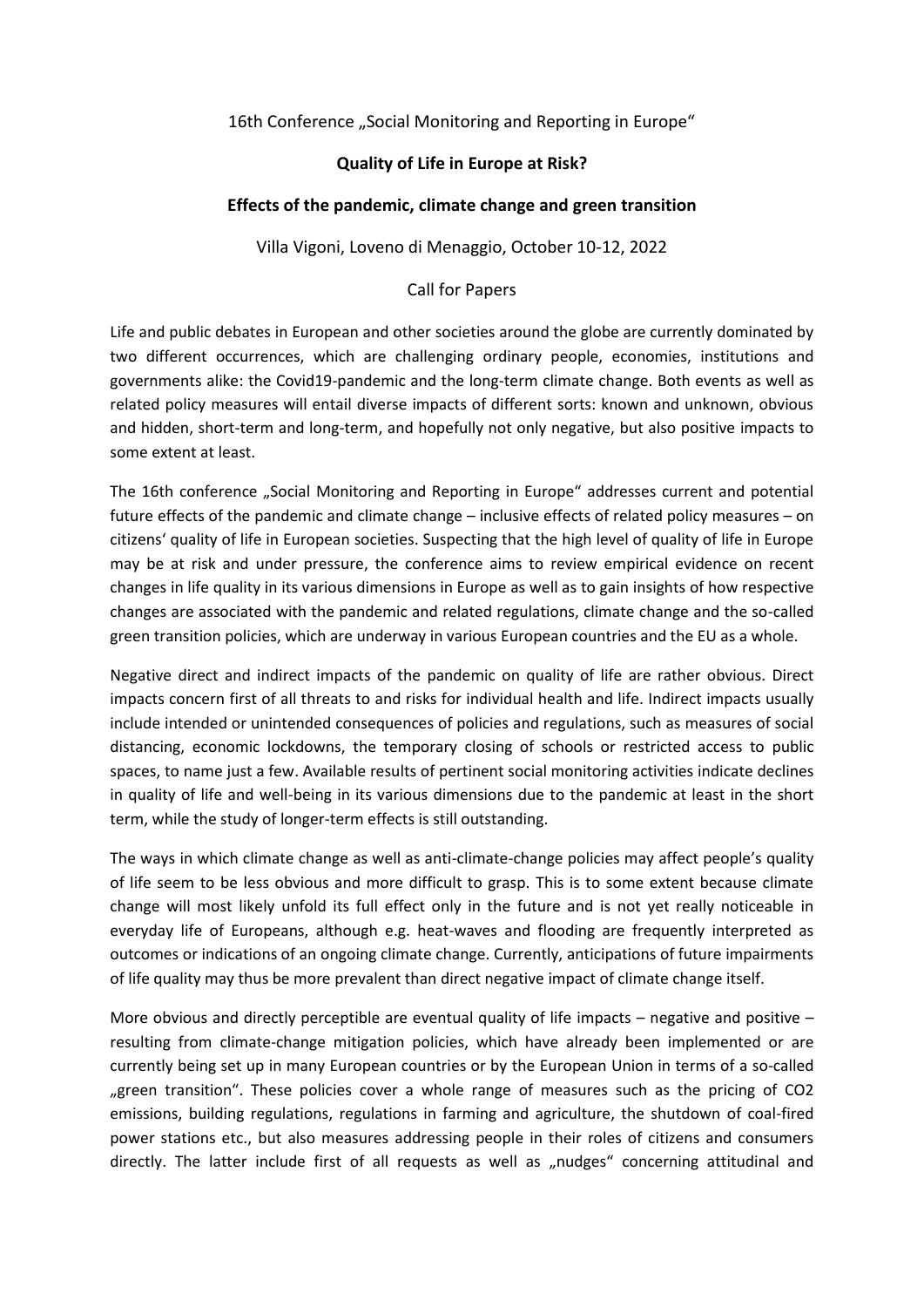16th Conference „Social Monitoring and Reporting in Europe"

**Quality of Life in Europe at Risk?**

**Effects of the pandemic, climate change and green transition**

Villa Vigoni, Loveno di Menaggio, October 10-12, 2022

Call for Papers

Life and public debates in European and other societies around the globe are currently dominated by two different occurrences, which are challenging ordinary people, economies, institutions and governments alike: the Covid19-pandemic and the long-term climate change. Both events as well as related policy measures will entail diverse impacts of different sorts: known and unknown, obvious and hidden, short-term and long-term, and hopefully not only negative, but also positive impacts to some extent at least.

The 16th conference „Social Monitoring and Reporting in Europe" addresses current and potential future effects of the pandemic and climate change – inclusive effects of related policy measures – on citizens' quality of life in European societies. Suspecting that the high level of quality of life in Europe may be at risk and under pressure, the conference aims to review empirical evidence on recent changes in life quality in its various dimensions in Europe as well as to gain insights of how respective changes are associated with the pandemic and related regulations, climate change and the so-called green transition policies, which are underway in various European countries and the EU as a whole.

Negative direct and indirect impacts of the pandemic on quality of life are rather obvious. Direct impacts concern first of all threats to and risks for individual health and life. Indirect impacts usually include intended or unintended consequences of policies and regulations, such as measures of social distancing, economic lockdowns, the temporary closing of schools or restricted access to public spaces, to name just a few. Available results of pertinent social monitoring activities indicate declines in quality of life and well-being in its various dimensions due to the pandemic at least in the short term, while the study of longer-term effects is still outstanding.

The ways in which climate change as well as anti-climate-change policies may affect people's quality of life seem to be less obvious and more difficult to grasp. This is to some extent because climate change will most likely unfold its full effect only in the future and is not yet really noticeable in everyday life of Europeans, although e.g. heat-waves and flooding are frequently interpreted as outcomes or indications of an ongoing climate change. Currently, anticipations of future impairments of life quality may thus be more prevalent than direct negative impact of climate change itself.

More obvious and directly perceptible are eventual quality of life impacts – negative and positive – resulting from climate-change mitigation policies, which have already been implemented or are currently being set up in many European countries or by the European Union in terms of a so-called „green transition". These policies cover a whole range of measures such as the pricing of $CO_2$ emissions, building regulations, regulations in farming and agriculture, the shutdown of coal-fired power stations etc., but also measures addressing people in their roles of citizens and consumers directly. The latter include first of all requests as well as „nudges" concerning attitudinal and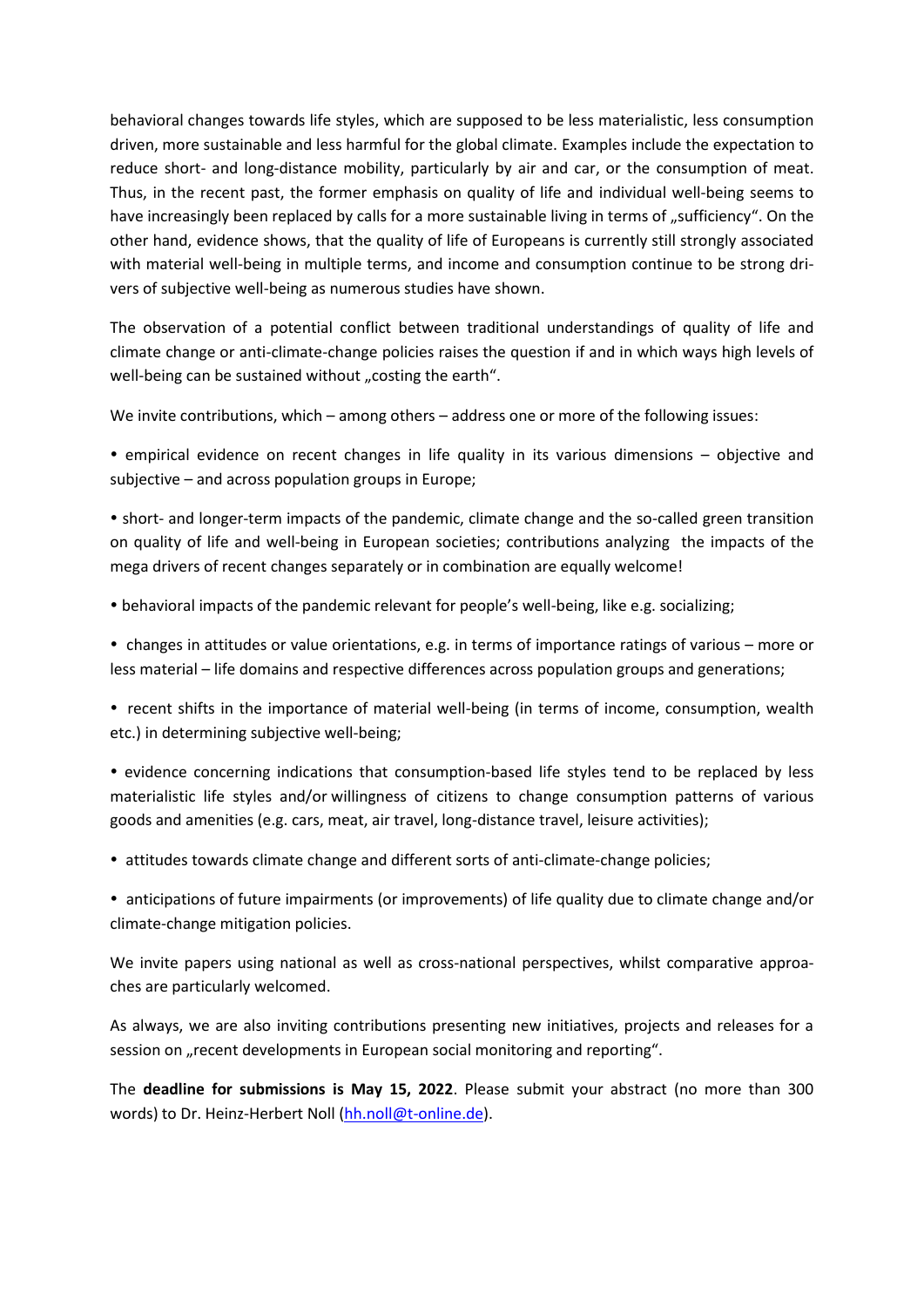behavioral changes towards life styles, which are supposed to be less materialistic, less consumption driven, more sustainable and less harmful for the global climate. Examples include the expectation to reduce short- and long-distance mobility, particularly by air and car, or the consumption of meat. Thus, in the recent past, the former emphasis on quality of life and individual well-being seems to have increasingly been replaced by calls for a more sustainable living in terms of „sufficiency". On the other hand, evidence shows, that the quality of life of Europeans is currently still strongly associated with material well-being in multiple terms, and income and consumption continue to be strong drivers of subjective well-being as numerous studies have shown.

The observation of a potential conflict between traditional understandings of quality of life and climate change or anti-climate-change policies raises the question if and in which ways high levels of well-being can be sustained without „costing the earth".

We invite contributions, which – among others – address one or more of the following issues:

- empirical evidence on recent changes in life quality in its various dimensions – objective and subjective – and across population groups in Europe;
- short- and longer-term impacts of the pandemic, climate change and the so-called green transition on quality of life and well-being in European societies; contributions analyzing the impacts of the mega drivers of recent changes separately or in combination are equally welcome!
- behavioral impacts of the pandemic relevant for people's well-being, like e.g. socializing;
- changes in attitudes or value orientations, e.g. in terms of importance ratings of various – more or less material – life domains and respective differences across population groups and generations;
- recent shifts in the importance of material well-being (in terms of income, consumption, wealth etc.) in determining subjective well-being;
- evidence concerning indications that consumption-based life styles tend to be replaced by less materialistic life styles and/or willingness of citizens to change consumption patterns of various goods and amenities (e.g. cars, meat, air travel, long-distance travel, leisure activities);
- attitudes towards climate change and different sorts of anti-climate-change policies;
- anticipations of future impairments (or improvements) of life quality due to climate change and/or climate-change mitigation policies.

We invite papers using national as well as cross-national perspectives, whilst comparative approaches are particularly welcomed.

As always, we are also inviting contributions presenting new initiatives, projects and releases for a session on „recent developments in European social monitoring and reporting".

The **deadline for submissions is May 15, 2022**. Please submit your abstract (no more than 300 words) to Dr. Heinz-Herbert Noll (hh.noll@t-online.de).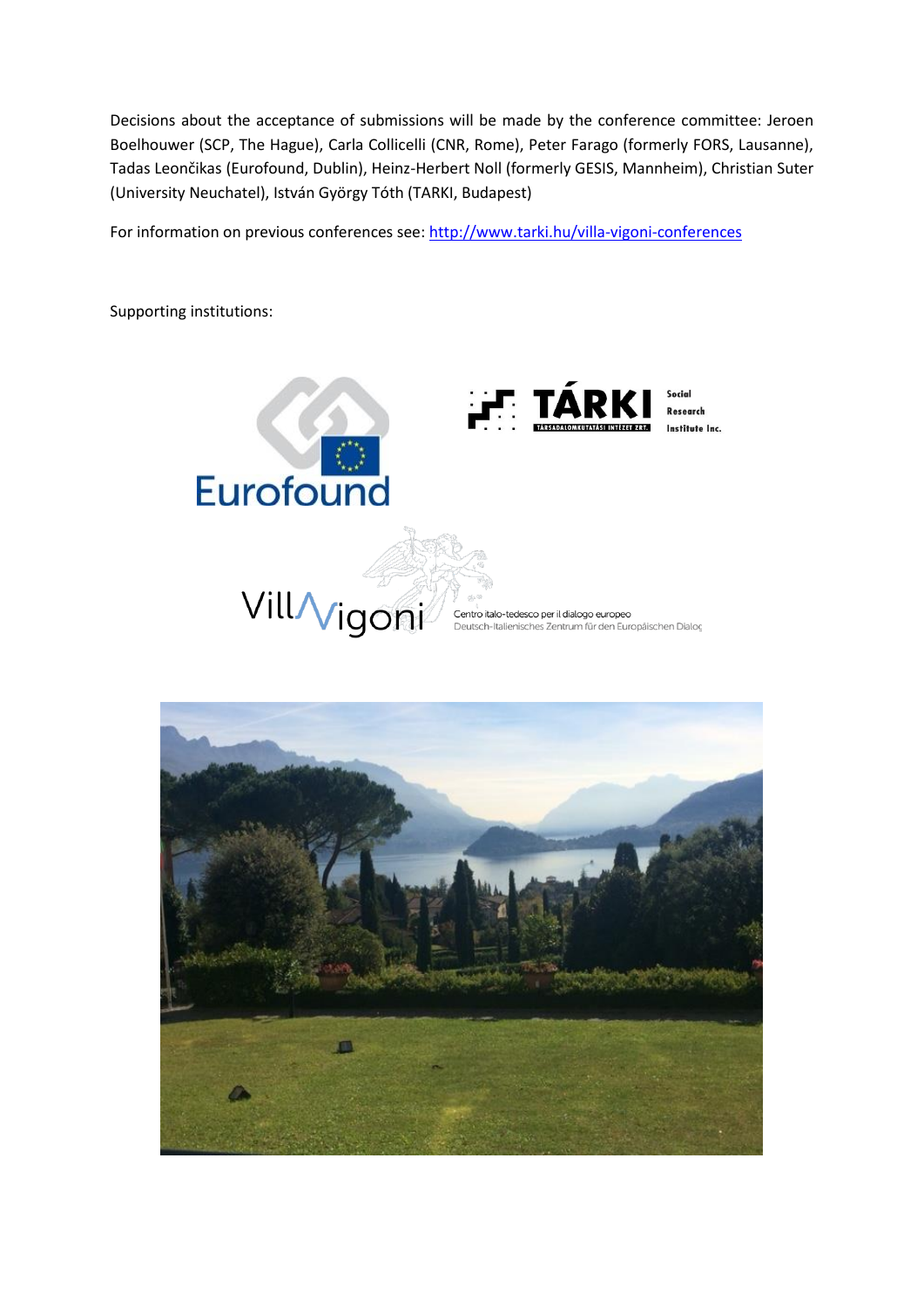Decisions about the acceptance of submissions will be made by the conference committee: Jeroen Boelhouwer (SCP, The Hague), Carla Collicelli (CNR, Rome), Peter Farago (formerly FORS, Lausanne), Tadas Leončikas (Eurofound, Dublin), Heinz-Herbert Noll (formerly GESIS, Mannheim), Christian Suter (University Neuchatel), István György Tóth (TARKI, Budapest)

For information on previous conferences see: http://www.tarki.hu/villa-vigoni-conferences

Supporting institutions: